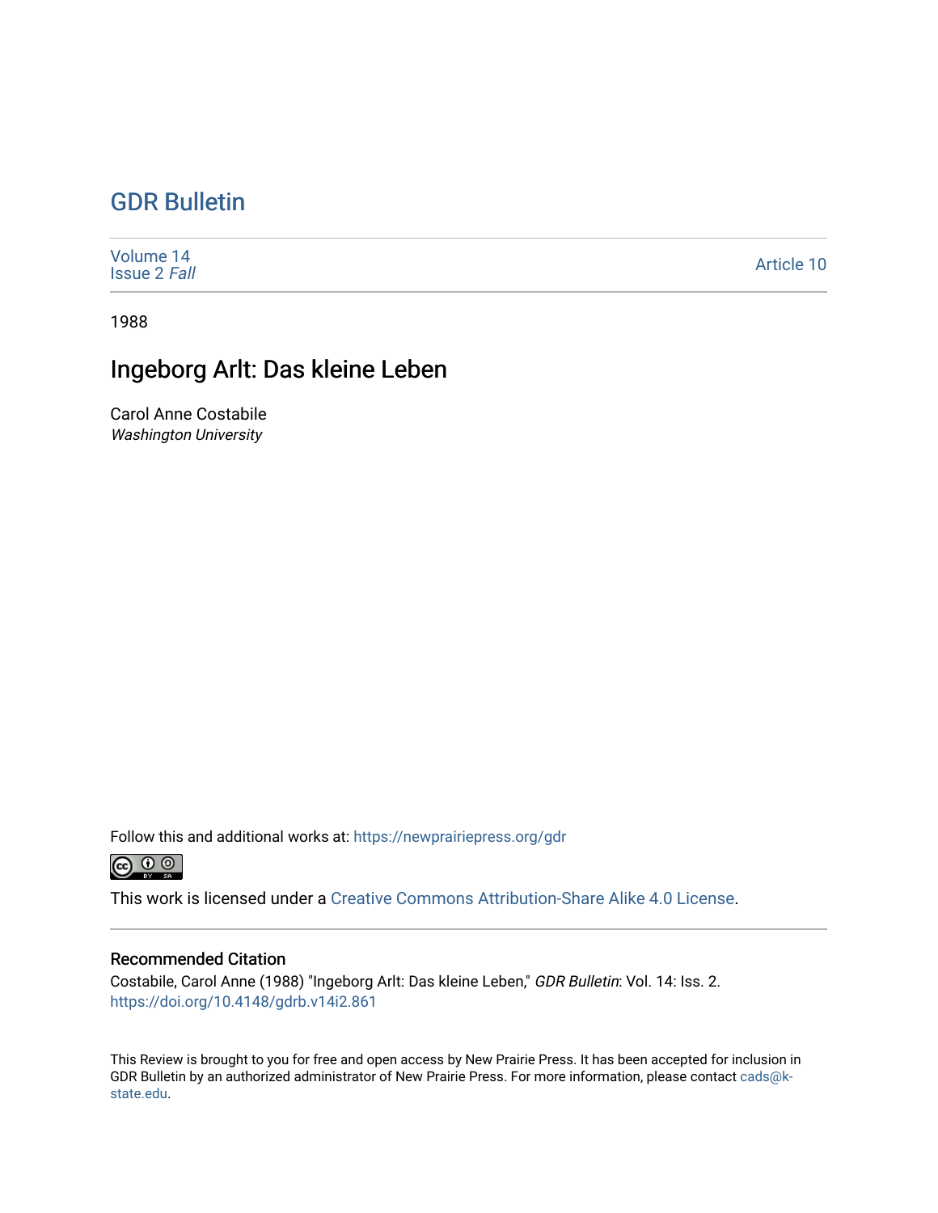# GDR Bulletin

Volume 14
Issue 2 *Fall*

Article 10

1988

## Ingeborg Arlt: Das kleine Leben

Carol Anne Costabile
*Washington University*

Follow this and additional works at: https://newprairiepress.org/gdr

This work is licensed under a Creative Commons Attribution-Share Alike 4.0 License.

### Recommended Citation

Costabile, Carol Anne (1988) "Ingeborg Arlt: Das kleine Leben," *GDR Bulletin*: Vol. 14: Iss. 2.
https://doi.org/10.4148/gdrb.v14i2.861

This Review is brought to you for free and open access by New Prairie Press. It has been accepted for inclusion in GDR Bulletin by an authorized administrator of New Prairie Press. For more information, please contact cads@k-state.edu.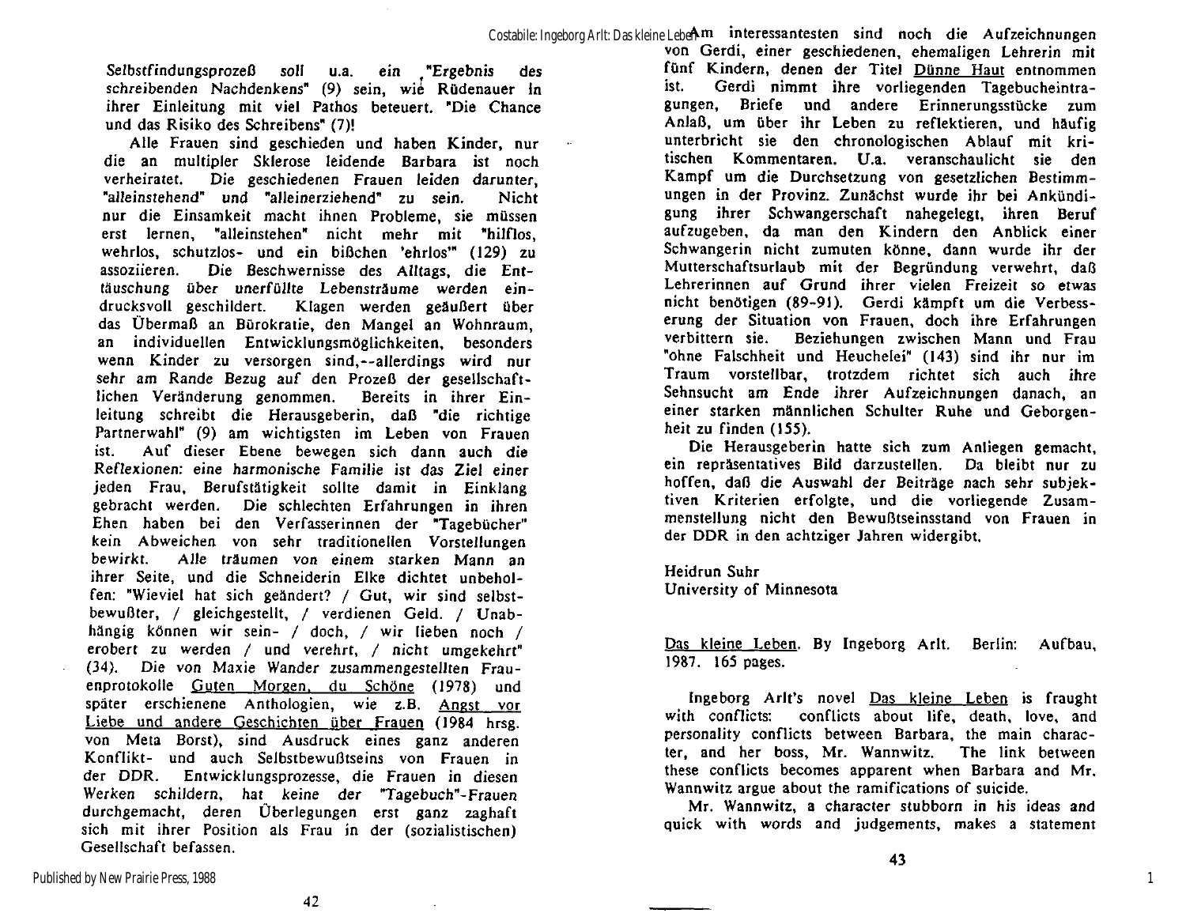*Selbstfindungsprozeß soll* u.a. *ein* "*Ergebnis des schreibenden Nachdenkens*" (9) sein, wie Rüdenauer in ihrer Einleitung mit viel Pathos beteuert. "Die Chance und das Risiko des Schreibens" (7)!

Alle Frauen sind geschieden und haben Kinder, nur die an multipler Sklerose leidende Barbara ist noch verheiratet. Die geschiedenen Frauen leiden darunter, "alleinstehend" und "alleinerziehend" zu sein. Nicht nur die Einsamkeit macht ihnen Probleme, sie müssen erst lernen, "alleinstehen" nicht mehr mit "hilflos, wehrlos, schutzlos- und ein bißchen 'ehrlos'" (129) zu assoziieren. Die Beschwernisse des Alltags, die Enttäuschung über unerfüllte Lebensträume werden eindrucksvoll geschildert. Klagen werden geäußert über das Übermaß an Bürokratie, den Mangel an Wohnraum, an individuellen Entwicklungsmöglichkeiten, besonders wenn Kinder zu versorgen sind,--allerdings wird nur sehr am Rande Bezug auf den Prozeß der gesellschaftlichen Veränderung genommen. Bereits in ihrer Einleitung schreibt die Herausgeberin, daß "die richtige Partnerwahl" (9) am wichtigsten im Leben von Frauen ist. Auf dieser Ebene bewegen sich dann auch die *Reflexionen: eine harmonische Familie ist das Ziel einer* jeden Frau, Berufstätigkeit sollte damit in Einklang gebracht werden. Die schlechten Erfahrungen in ihren Ehen haben bei den Verfasserinnen der "Tagebücher" kein Abweichen von sehr traditionellen Vorstellungen bewirkt. *Alle träumen von einem starken* Mann an ihrer Seite, und die Schneiderin Elke dichtet unbeholfen: "Wieviel hat sich geändert? / Gut, wir sind selbstbewußter, / gleichgestellt, / verdienen Geld. / Unabhängig können wir sein- / doch, / wir lieben noch / erobert zu werden / und verehrt, / nicht umgekehrt" (34). Die von Maxie Wander zusammengestellten Frauenprotokolle Guten Morgen, du Schöne (1978) und später erschienene Anthologien, wie z.B. Angst vor Liebe und andere Geschichten über Frauen (1984 hrsg. von Meta Borst), sind Ausdruck eines ganz anderen Konflikt- und auch Selbstbewußtseins von Frauen in der DDR. Entwicklungsprozesse, die Frauen in diesen *Werken schildern, hat keine der* "*Tagebuch*"-*Frauen* durchgemacht, deren Überlegungen erst ganz zaghaft sich mit ihrer Position als Frau in der (sozialistischen) Gesellschaft befassen.

Am interessantesten sind noch die Aufzeichnungen von Gerdi, einer geschiedenen, ehemaligen Lehrerin mit fünf Kindern, denen der Titel Dünne Haut entnommen ist. Gerdi nimmt ihre vorliegenden Tagebucheintragungen, Briefe und andere Erinnerungsstücke zum Anlaß, um über ihr Leben zu reflektieren, und häufig unterbricht sie den chronologischen Ablauf mit kritischen Kommentaren. U.a. veranschaulicht sie den Kampf um die Durchsetzung von gesetzlichen Bestimmungen in der Provinz. Zunächst wurde ihr bei Ankündigung ihrer Schwangerschaft nahegelegt, ihren Beruf aufzugeben, da man den Kindern den Anblick einer Schwangerin nicht zumuten könne, dann wurde ihr der Mutterschaftsurlaub mit der Begründung verwehrt, daß Lehrerinnen auf Grund ihrer vielen Freizeit so etwas nicht benötigen (89-91). Gerdi kämpft um die Verbesserung der Situation von Frauen, doch ihre Erfahrungen verbittern sie. Beziehungen zwischen Mann und Frau "ohne Falschheit und Heuchelei" (143) sind ihr nur im Traum vorstellbar, trotzdem richtet sich auch ihre Sehnsucht am Ende ihrer Aufzeichnungen danach, an einer starken männlichen Schulter Ruhe und Geborgenheit zu finden (155).

Die Herausgeberin hatte sich zum Anliegen gemacht, ein repräsentatives Bild darzustellen. Da bleibt nur zu hoffen, daß die Auswahl der Beiträge nach sehr subjektiven Kriterien erfolgte, und die vorliegende Zusammenstellung nicht den Bewußtseinsstand von Frauen in der DDR in den achtziger Jahren widergibt.

Heidrun Suhr
University of Minnesota

Das kleine Leben. By Ingeborg Arlt. Berlin: Aufbau, 1987. 165 pages.

Ingeborg Arlt's novel Das kleine Leben is fraught with conflicts: conflicts about life, death, love, and personality conflicts between Barbara, the main character, and her boss, Mr. Wannwitz. The link between these conflicts becomes apparent when Barbara and Mr. Wannwitz argue about the ramifications of suicide.

Mr. Wannwitz, a character stubborn in his ideas and quick with words and judgements, makes a statement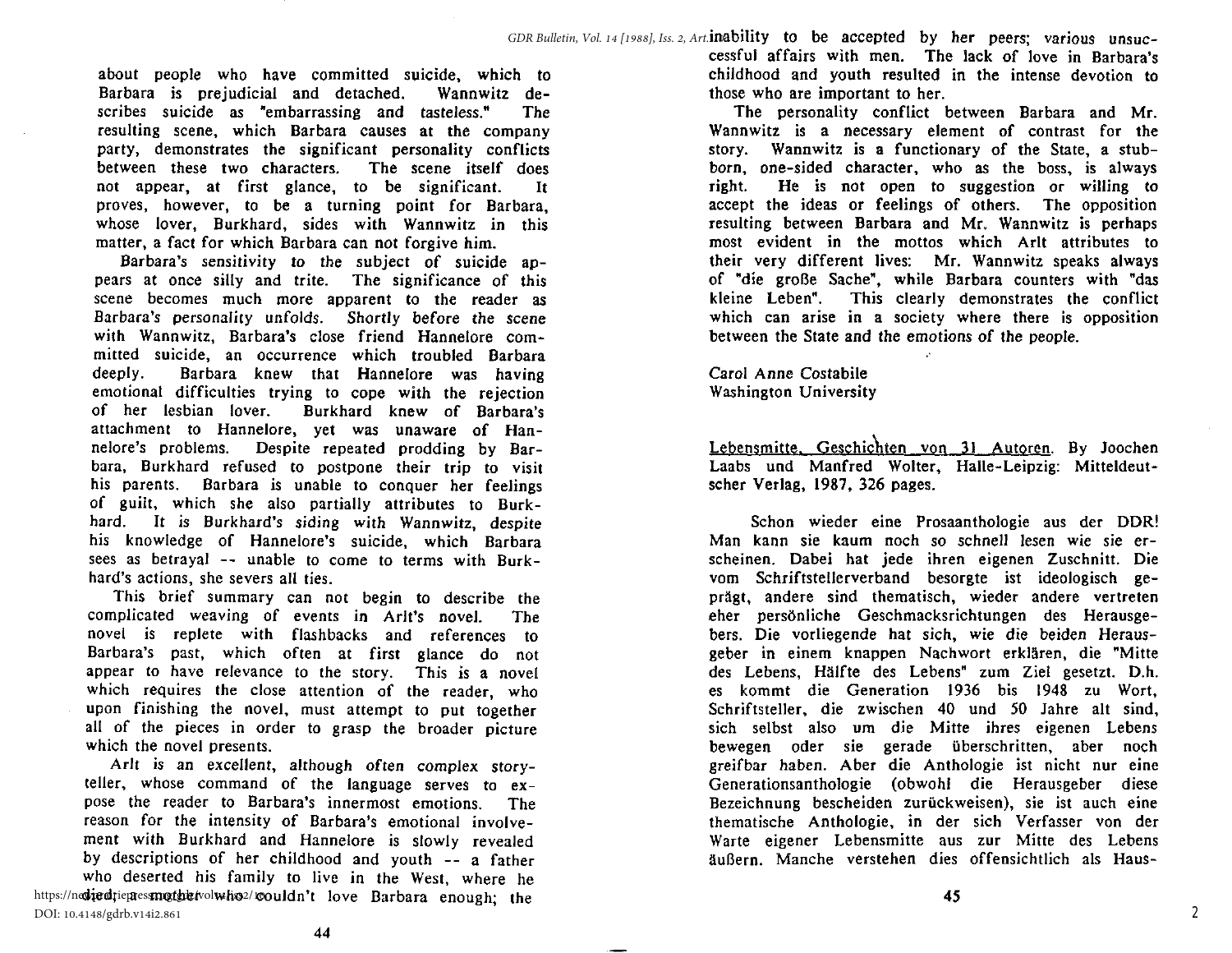about people who have committed suicide, which to Barbara is prejudicial and detached. Wannwitz describes suicide as "embarrassing and tasteless." The resulting scene, which Barbara causes at the company party, demonstrates the significant personality conflicts between these two characters. The scene itself does not appear, at first glance, to be significant. It proves, however, to be a turning point for Barbara, whose lover, Burkhard, sides with Wannwitz in this matter, a fact for which Barbara can not forgive him.

Barbara's sensitivity to the subject of suicide appears at once silly and trite. The significance of this scene becomes much more apparent to the reader as Barbara's personality unfolds. Shortly before the scene with Wannwitz, Barbara's close friend Hannelore committed suicide, an occurrence which troubled Barbara deeply. Barbara knew that Hannelore was having emotional difficulties trying to cope with the rejection of her lesbian lover. Burkhard knew of Barbara's attachment to Hannelore, yet was unaware of Hannelore's problems. Despite repeated prodding by Barbara, Burkhard refused to postpone their trip to visit his parents. Barbara is unable to conquer her feelings of guilt, which she also partially attributes to Burkhard. It is Burkhard's siding with Wannwitz, despite his knowledge of Hannelore's suicide, which Barbara sees as betrayal -- unable to come to terms with Burkhard's actions, she severs all ties.

This brief summary can not begin to describe the complicated weaving of events in Arlt's novel. The novel is replete with flashbacks and references to Barbara's past, which often at first glance do not appear to have relevance to the story. This is a novel which requires the close attention of the reader, who upon finishing the novel, must attempt to put together all of the pieces in order to grasp the broader picture which the novel presents.

Arlt is an excellent, although often complex storyteller, whose command of the language serves to expose the reader to Barbara's innermost emotions. The reason for the intensity of Barbara's emotional involvement with Burkhard and Hannelore is slowly revealed by descriptions of her childhood and youth -- a father who deserted his family to live in the West, where he died; a mother who couldn't love Barbara enough; the inability to be accepted by her peers; various unsuccessful affairs with men. The lack of love in Barbara's childhood and youth resulted in the intense devotion to those who are important to her.

The personality conflict between Barbara and Mr. Wannwitz is a necessary element of contrast for the story. Wannwitz is a functionary of the State, a stubborn, one-sided character, who as the boss, is always right. He is not open to suggestion or willing to accept the ideas or feelings of others. The opposition resulting between Barbara and Mr. Wannwitz is perhaps most evident in the mottos which Arlt attributes to their very different lives: Mr. Wannwitz speaks always of "die große Sache", while Barbara counters with "das kleine Leben". This clearly demonstrates the conflict which can arise in a society where there is opposition between the State and the emotions of the people.

Carol Anne Costabile
Washington University

Lebensmitte. Geschichten von 31 Autoren. By Joochen Laabs und Manfred Wolter, Halle-Leipzig: Mitteldeutscher Verlag, 1987, 326 pages.

Schon wieder eine Prosaanthologie aus der DDR! Man kann sie kaum noch so schnell lesen wie sie erscheinen. Dabei hat jede ihren eigenen Zuschnitt. Die vom Schriftstellerverband besorgte ist ideologisch geprägt, andere sind thematisch, wieder andere vertreten eher persönliche Geschmacksrichtungen des Herausgebers. Die vorliegende hat sich, wie die beiden Herausgeber in einem knappen Nachwort erklären, die "Mitte des Lebens, Hälfte des Lebens" zum Ziel gesetzt. D.h. es kommt die Generation 1936 bis 1948 zu Wort, Schriftsteller, die zwischen 40 und 50 Jahre alt sind, sich selbst also um die Mitte ihres eigenen Lebens bewegen oder sie gerade überschritten, aber noch greifbar haben. Aber die Anthologie ist nicht nur eine Generationsanthologie (obwohl die Herausgeber diese Bezeichnung bescheiden zurückweisen), sie ist auch eine thematische Anthologie, in der sich Verfasser von der Warte eigener Lebensmitte aus zur Mitte des Lebens äußern. Manche verstehen dies offensichtlich als Haus-